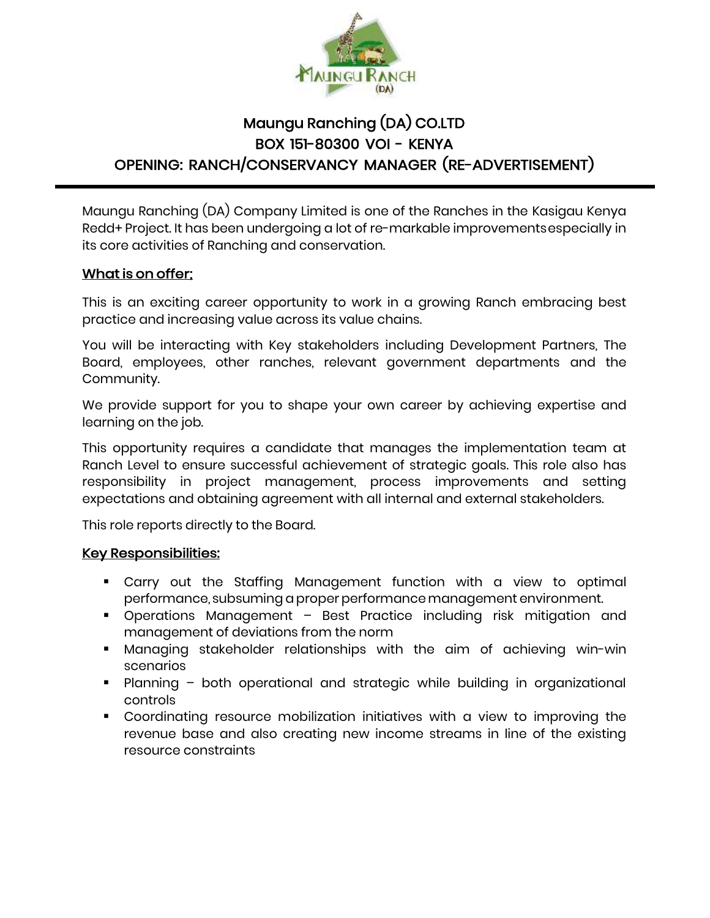# Maungu Ranching (DA) CO.LTD
## BOX 151-80300 VOI - KENYA
## OPENING: RANCH/CONSERVANCY MANAGER (RE-ADVERTISEMENT)

---

Maungu Ranching (DA) Company Limited is one of the Ranches in the Kasigau Kenya Redd+ Project. It has been undergoing a lot of re-markable improvements especially in its core activities of Ranching and conservation.

**<u>What is on offer;</u>**

This is an exciting career opportunity to work in a growing Ranch embracing best practice and increasing value across its value chains.

You will be interacting with Key stakeholders including Development Partners, The Board, employees, other ranches, relevant government departments and the Community.

We provide support for you to shape your own career by achieving expertise and learning on the job.

This opportunity requires a candidate that manages the implementation team at Ranch Level to ensure successful achievement of strategic goals. This role also has responsibility in project management, process improvements and setting expectations and obtaining agreement with all internal and external stakeholders.

This role reports directly to the Board.

**<u>Key Responsibilities:</u>**

- Carry out the Staffing Management function with a view to optimal performance, subsuming a proper performance management environment.
- Operations Management – Best Practice including risk mitigation and management of deviations from the norm
- Managing stakeholder relationships with the aim of achieving win-win scenarios
- Planning – both operational and strategic while building in organizational controls
- Coordinating resource mobilization initiatives with a view to improving the revenue base and also creating new income streams in line of the existing resource constraints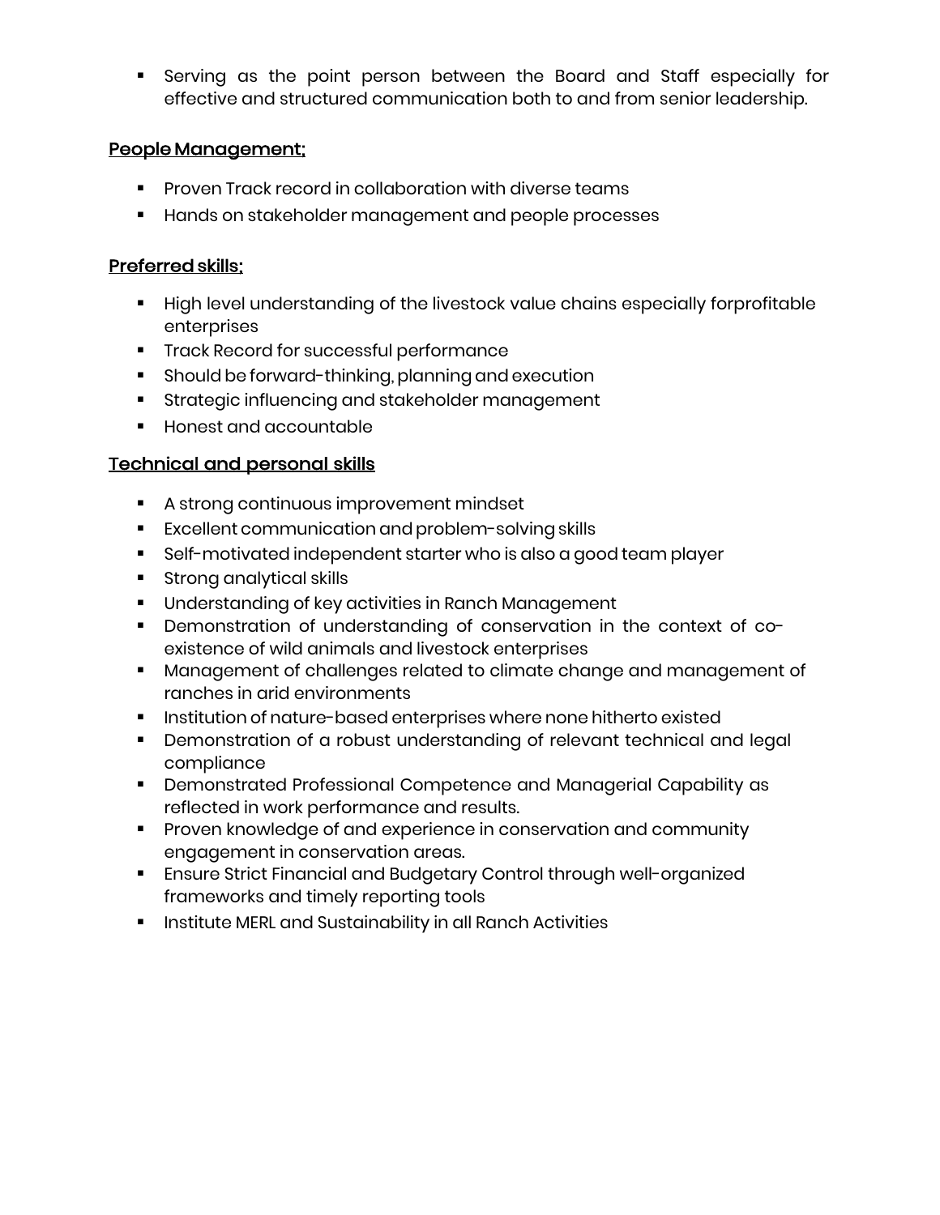- Serving as the point person between the Board and Staff especially for effective and structured communication both to and from senior leadership.

**People Management;**

- Proven Track record in collaboration with diverse teams
- Hands on stakeholder management and people processes

**Preferred skills;**

- High level understanding of the livestock value chains especially forprofitable enterprises
- Track Record for successful performance
- Should be forward-thinking, planning and execution
- Strategic influencing and stakeholder management
- Honest and accountable

**Technical and personal skills**

- A strong continuous improvement mindset
- Excellent communication and problem-solving skills
- Self-motivated independent starter who is also a good team player
- Strong analytical skills
- Understanding of key activities in Ranch Management
- Demonstration of understanding of conservation in the context of co-existence of wild animals and livestock enterprises
- Management of challenges related to climate change and management of ranches in arid environments
- Institution of nature-based enterprises where none hitherto existed
- Demonstration of a robust understanding of relevant technical and legal compliance
- Demonstrated Professional Competence and Managerial Capability as reflected in work performance and results.
- Proven knowledge of and experience in conservation and community engagement in conservation areas.
- Ensure Strict Financial and Budgetary Control through well-organized frameworks and timely reporting tools
- Institute MERL and Sustainability in all Ranch Activities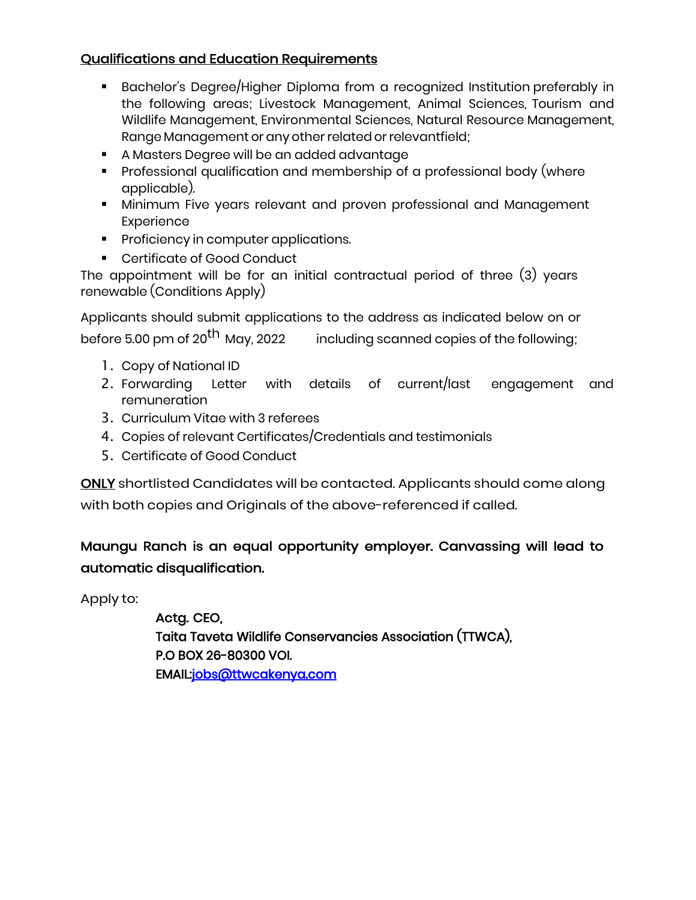## Qualifications and Education Requirements

- Bachelor's Degree/Higher Diploma from a recognized Institution preferably in the following areas; Livestock Management, Animal Sciences, Tourism and Wildlife Management, Environmental Sciences, Natural Resource Management, Range Management or any other related or relevantfield;
- A Masters Degree will be an added advantage
- Professional qualification and membership of a professional body (where applicable).
- Minimum Five years relevant and proven professional and Management Experience
- Proficiency in computer applications.
- Certificate of Good Conduct

The appointment will be for an initial contractual period of three (3) years renewable (Conditions Apply)

Applicants should submit applications to the address as indicated below on or before 5.00 pm of 20th May, 2022 including scanned copies of the following;

1. Copy of National ID
2. Forwarding Letter with details of current/last engagement and remuneration
3. Curriculum Vitae with 3 referees
4. Copies of relevant Certificates/Credentials and testimonials
5. Certificate of Good Conduct

**ONLY** shortlisted Candidates will be contacted. Applicants should come along with both copies and Originals of the above-referenced if called.

**Maungu Ranch is an equal opportunity employer. Canvassing will lead to automatic disqualification.**

Apply to:

**Actg. CEO,**
**Taita Taveta Wildlife Conservancies Association (TTWCA),**
**P.O BOX 26-80300 VOI.**
**EMAIL:jobs@ttwcakenya.com**